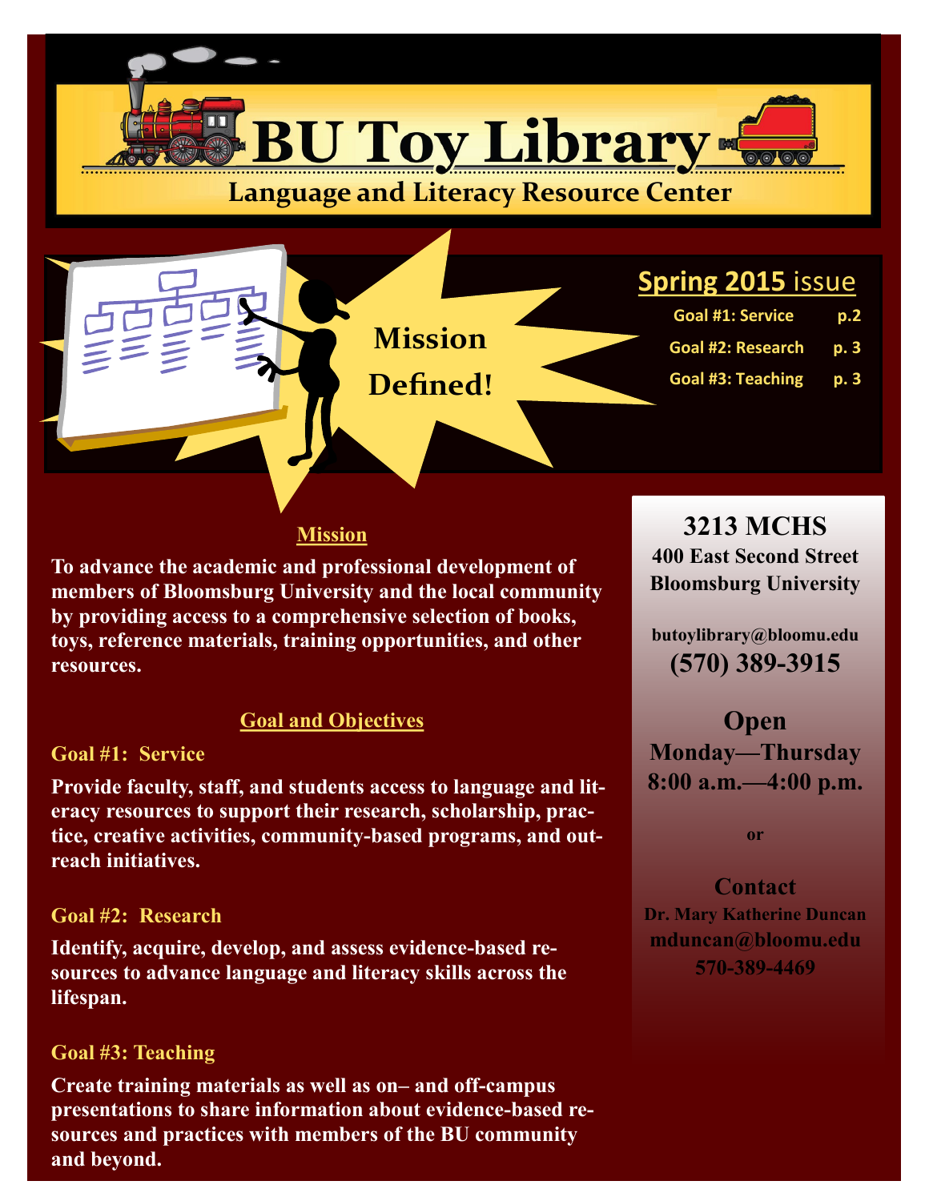# BU Toy Library

## Language and Literacy Resource Center

**Mission Defined!**

**Spring 2015 issue**

| | |
|---|---|
| Goal #1: Service | p.2 |
| Goal #2: Research | p. 3 |
| Goal #3: Teaching | p. 3 |

### Mission

**To advance the academic and professional development of members of Bloomsburg University and the local community by providing access to a comprehensive selection of books, toys, reference materials, training opportunities, and other resources.**

### Goal and Objectives

**Goal #1: Service**

**Provide faculty, staff, and students access to language and literacy resources to support their research, scholarship, practice, creative activities, community-based programs, and outreach initiatives.**

**Goal #2: Research**

**Identify, acquire, develop, and assess evidence-based resources to advance language and literacy skills across the lifespan.**

**Goal #3: Teaching**

**Create training materials as well as on– and off-campus presentations to share information about evidence-based resources and practices with members of the BU community and beyond.**

**3213 MCHS**
**400 East Second Street**
**Bloomsburg University**

**butoylibrary@bloomu.edu**
**(570) 389-3915**

**Open**
**Monday—Thursday**
**8:00 a.m.—4:00 p.m.**

or

**Contact**
**Dr. Mary Katherine Duncan**
**mduncan@bloomu.edu**
**570-389-4469**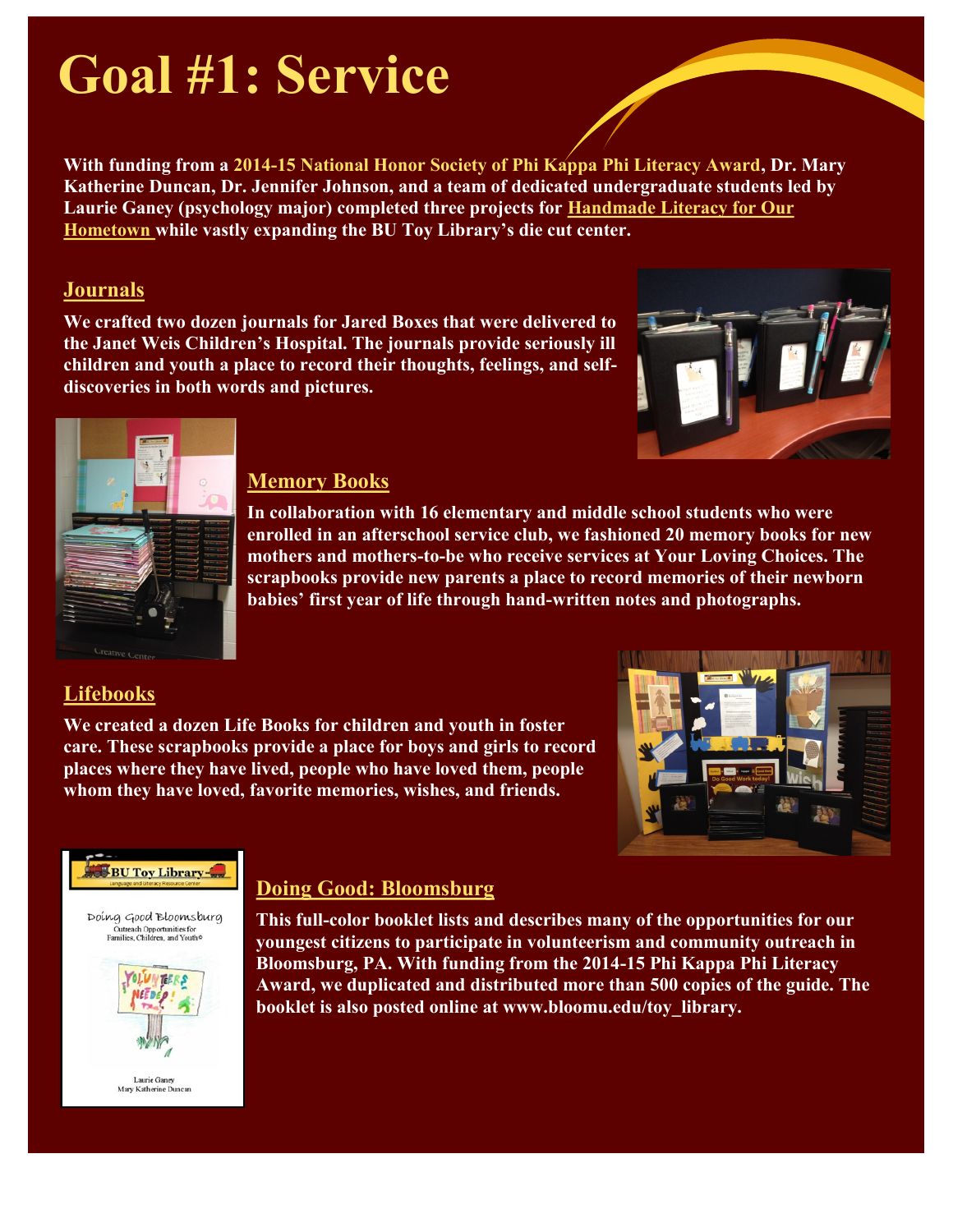# Goal #1: Service

**With funding from a 2014-15 National Honor Society of Phi Kappa Phi Literacy Award, Dr. Mary Katherine Duncan, Dr. Jennifer Johnson, and a team of dedicated undergraduate students led by Laurie Ganey (psychology major) completed three projects for Handmade Literacy for Our Hometown while vastly expanding the BU Toy Library's die cut center.**

## Journals

**We crafted two dozen journals for Jared Boxes that were delivered to the Janet Weis Children's Hospital. The journals provide seriously ill children and youth a place to record their thoughts, feelings, and self-discoveries in both words and pictures.**

## Memory Books

**In collaboration with 16 elementary and middle school students who were enrolled in an afterschool service club, we fashioned 20 memory books for new mothers and mothers-to-be who receive services at Your Loving Choices. The scrapbooks provide new parents a place to record memories of their newborn babies' first year of life through hand-written notes and photographs.**

## Lifebooks

**We created a dozen Life Books for children and youth in foster care. These scrapbooks provide a place for boys and girls to record places where they have lived, people who have loved them, people whom they have loved, favorite memories, wishes, and friends.**

## Doing Good: Bloomsburg

**This full-color booklet lists and describes many of the opportunities for our youngest citizens to participate in volunteerism and community outreach in Bloomsburg, PA. With funding from the 2014-15 Phi Kappa Phi Literacy Award, we duplicated and distributed more than 500 copies of the guide. The booklet is also posted online at www.bloomu.edu/toy_library.**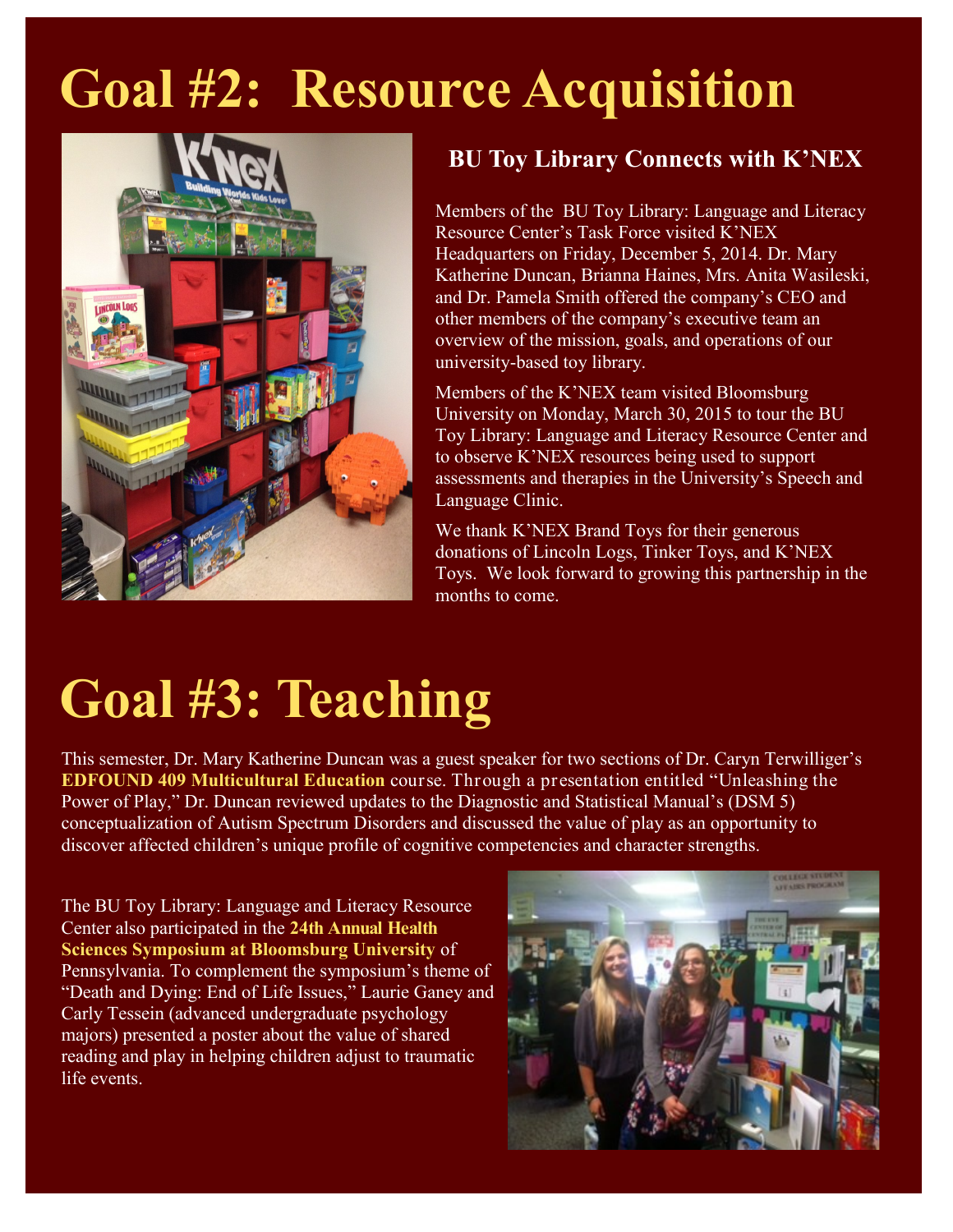# Goal #2: Resource Acquisition

### BU Toy Library Connects with K'NEX

Members of the BU Toy Library: Language and Literacy Resource Center's Task Force visited K'NEX Headquarters on Friday, December 5, 2014. Dr. Mary Katherine Duncan, Brianna Haines, Mrs. Anita Wasileski, and Dr. Pamela Smith offered the company's CEO and other members of the company's executive team an overview of the mission, goals, and operations of our university-based toy library.

Members of the K'NEX team visited Bloomsburg University on Monday, March 30, 2015 to tour the BU Toy Library: Language and Literacy Resource Center and to observe K'NEX resources being used to support assessments and therapies in the University's Speech and Language Clinic.

We thank K'NEX Brand Toys for their generous donations of Lincoln Logs, Tinker Toys, and K'NEX Toys. We look forward to growing this partnership in the months to come.

# Goal #3: Teaching

This semester, Dr. Mary Katherine Duncan was a guest speaker for two sections of Dr. Caryn Terwilliger's **EDFOUND 409 Multicultural Education** course. Through a presentation entitled "Unleashing the Power of Play," Dr. Duncan reviewed updates to the Diagnostic and Statistical Manual's (DSM 5) conceptualization of Autism Spectrum Disorders and discussed the value of play as an opportunity to discover affected children's unique profile of cognitive competencies and character strengths.

The BU Toy Library: Language and Literacy Resource Center also participated in the **24th Annual Health Sciences Symposium at Bloomsburg University** of Pennsylvania. To complement the symposium's theme of "Death and Dying: End of Life Issues," Laurie Ganey and Carly Tessein (advanced undergraduate psychology majors) presented a poster about the value of shared reading and play in helping children adjust to traumatic life events.